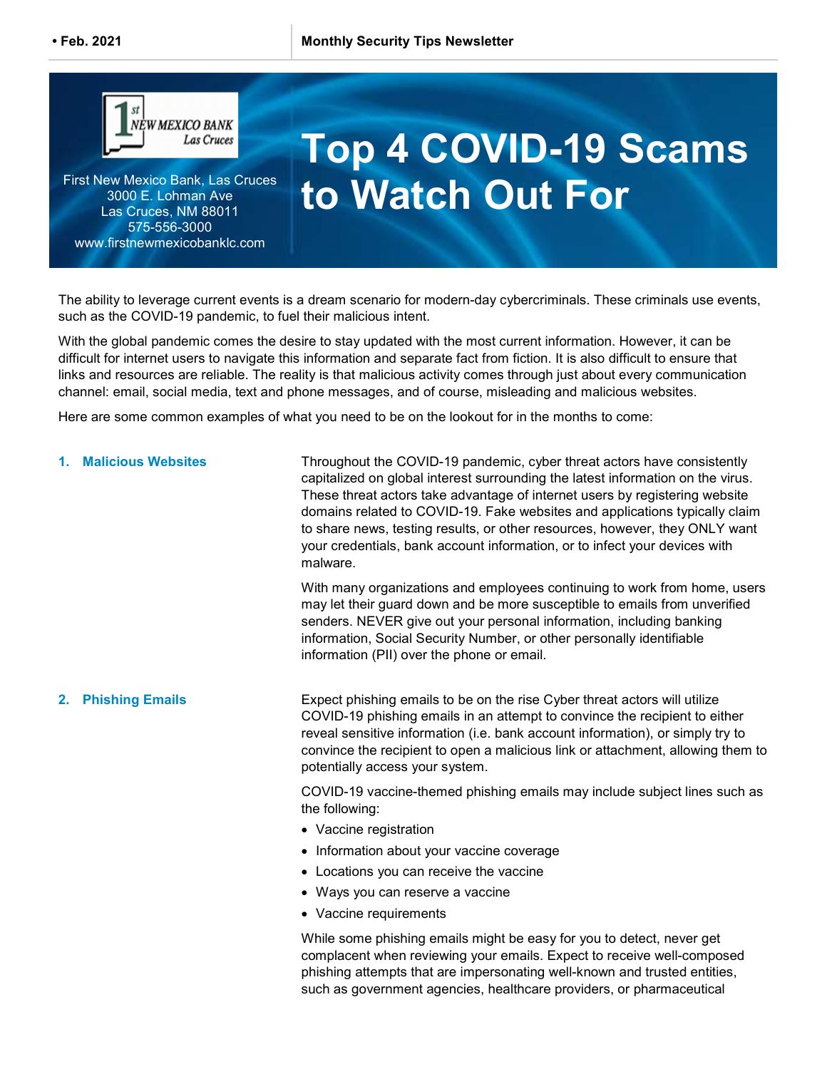• Feb. 2021

Monthly Security Tips Newsletter

First New Mexico Bank, Las Cruces
3000 E. Lohman Ave
Las Cruces, NM 88011
575-556-3000
www.firstnewmexicobanklc.com

# Top 4 COVID-19 Scams to Watch Out For

The ability to leverage current events is a dream scenario for modern-day cybercriminals. These criminals use events, such as the COVID-19 pandemic, to fuel their malicious intent.

With the global pandemic comes the desire to stay updated with the most current information. However, it can be difficult for internet users to navigate this information and separate fact from fiction. It is also difficult to ensure that links and resources are reliable. The reality is that malicious activity comes through just about every communication channel: email, social media, text and phone messages, and of course, misleading and malicious websites.

Here are some common examples of what you need to be on the lookout for in the months to come:

## 1. Malicious Websites

Throughout the COVID-19 pandemic, cyber threat actors have consistently capitalized on global interest surrounding the latest information on the virus. These threat actors take advantage of internet users by registering website domains related to COVID-19. Fake websites and applications typically claim to share news, testing results, or other resources, however, they ONLY want your credentials, bank account information, or to infect your devices with malware.

With many organizations and employees continuing to work from home, users may let their guard down and be more susceptible to emails from unverified senders. NEVER give out your personal information, including banking information, Social Security Number, or other personally identifiable information (PII) over the phone or email.

## 2. Phishing Emails

Expect phishing emails to be on the rise Cyber threat actors will utilize COVID-19 phishing emails in an attempt to convince the recipient to either reveal sensitive information (i.e. bank account information), or simply try to convince the recipient to open a malicious link or attachment, allowing them to potentially access your system.

COVID-19 vaccine-themed phishing emails may include subject lines such as the following:

- Vaccine registration
- Information about your vaccine coverage
- Locations you can receive the vaccine
- Ways you can reserve a vaccine
- Vaccine requirements

While some phishing emails might be easy for you to detect, never get complacent when reviewing your emails. Expect to receive well-composed phishing attempts that are impersonating well-known and trusted entities, such as government agencies, healthcare providers, or pharmaceutical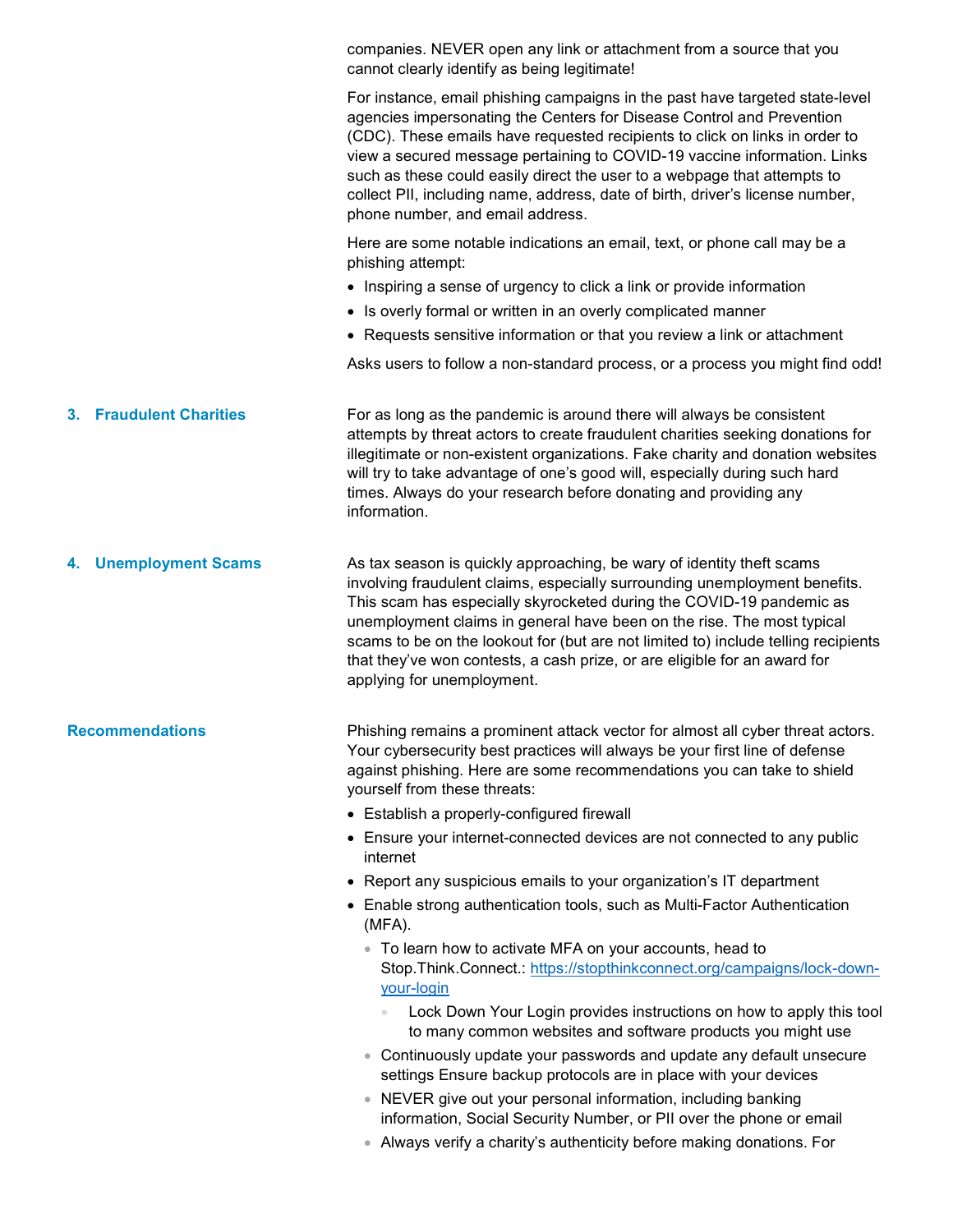companies. NEVER open any link or attachment from a source that you cannot clearly identify as being legitimate!

For instance, email phishing campaigns in the past have targeted state-level agencies impersonating the Centers for Disease Control and Prevention (CDC). These emails have requested recipients to click on links in order to view a secured message pertaining to COVID-19 vaccine information. Links such as these could easily direct the user to a webpage that attempts to collect PII, including name, address, date of birth, driver's license number, phone number, and email address.

Here are some notable indications an email, text, or phone call may be a phishing attempt:

- Inspiring a sense of urgency to click a link or provide information
- Is overly formal or written in an overly complicated manner
- Requests sensitive information or that you review a link or attachment

Asks users to follow a non-standard process, or a process you might find odd!

### 3. Fraudulent Charities

For as long as the pandemic is around there will always be consistent attempts by threat actors to create fraudulent charities seeking donations for illegitimate or non-existent organizations. Fake charity and donation websites will try to take advantage of one's good will, especially during such hard times. Always do your research before donating and providing any information.

### 4. Unemployment Scams

As tax season is quickly approaching, be wary of identity theft scams involving fraudulent claims, especially surrounding unemployment benefits. This scam has especially skyrocketed during the COVID-19 pandemic as unemployment claims in general have been on the rise. The most typical scams to be on the lookout for (but are not limited to) include telling recipients that they've won contests, a cash prize, or are eligible for an award for applying for unemployment.

## Recommendations

Phishing remains a prominent attack vector for almost all cyber threat actors. Your cybersecurity best practices will always be your first line of defense against phishing. Here are some recommendations you can take to shield yourself from these threats:

- Establish a properly-configured firewall
- Ensure your internet-connected devices are not connected to any public internet
- Report any suspicious emails to your organization's IT department
- Enable strong authentication tools, such as Multi-Factor Authentication (MFA).
  - To learn how to activate MFA on your accounts, head to Stop.Think.Connect.: https://stopthinkconnect.org/campaigns/lock-down-your-login
    - Lock Down Your Login provides instructions on how to apply this tool to many common websites and software products you might use
  - Continuously update your passwords and update any default unsecure settings Ensure backup protocols are in place with your devices
  - NEVER give out your personal information, including banking information, Social Security Number, or PII over the phone or email
  - Always verify a charity's authenticity before making donations. For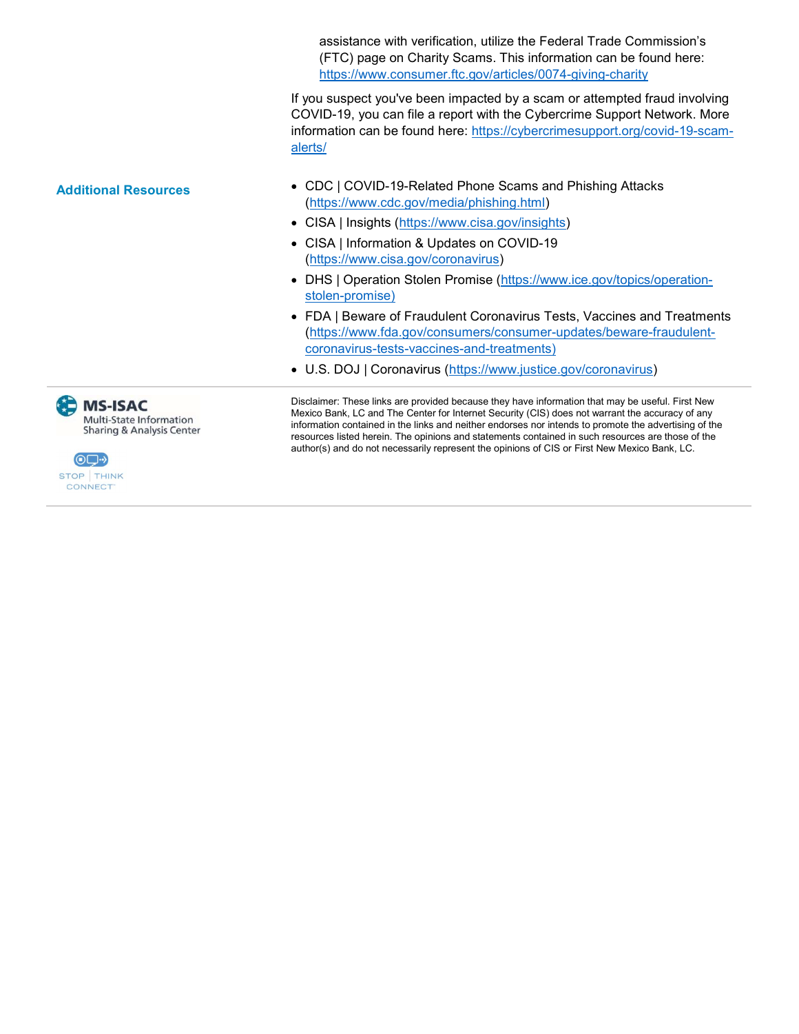assistance with verification, utilize the Federal Trade Commission's (FTC) page on Charity Scams. This information can be found here: https://www.consumer.ftc.gov/articles/0074-giving-charity

If you suspect you've been impacted by a scam or attempted fraud involving COVID-19, you can file a report with the Cybercrime Support Network. More information can be found here: https://cybercrimesupport.org/covid-19-scam-alerts/

## Additional Resources

- CDC | COVID-19-Related Phone Scams and Phishing Attacks (https://www.cdc.gov/media/phishing.html)
- CISA | Insights (https://www.cisa.gov/insights)
- CISA | Information & Updates on COVID-19 (https://www.cisa.gov/coronavirus)
- DHS | Operation Stolen Promise (https://www.ice.gov/topics/operation-stolen-promise)
- FDA | Beware of Fraudulent Coronavirus Tests, Vaccines and Treatments (https://www.fda.gov/consumers/consumer-updates/beware-fraudulent-coronavirus-tests-vaccines-and-treatments)
- U.S. DOJ | Coronavirus (https://www.justice.gov/coronavirus)

---

MS-ISAC
Multi-State Information Sharing & Analysis Center

STOP | THINK CONNECT™

Disclaimer: These links are provided because they have information that may be useful. First New Mexico Bank, LC and The Center for Internet Security (CIS) does not warrant the accuracy of any information contained in the links and neither endorses nor intends to promote the advertising of the resources listed herein. The opinions and statements contained in such resources are those of the author(s) and do not necessarily represent the opinions of CIS or First New Mexico Bank, LC.